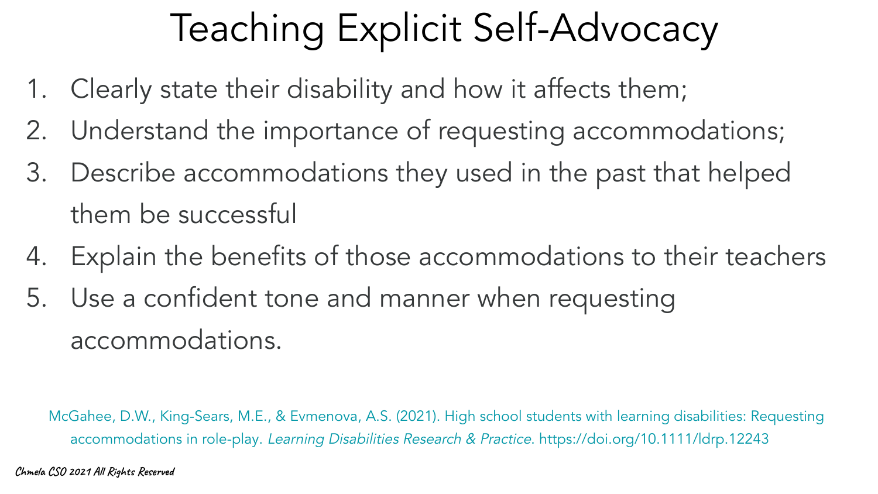# Teaching Explicit Self-Advocacy

1. Clearly state their disability and how it affects them;
2. Understand the importance of requesting accommodations;
3. Describe accommodations they used in the past that helped them be successful
4. Explain the benefits of those accommodations to their teachers
5. Use a confident tone and manner when requesting accommodations.

McGahee, D.W., King-Sears, M.E., & Evmenova, A.S. (2021). High school students with learning disabilities: Requesting accommodations in role-play. *Learning Disabilities Research & Practice*. https://doi.org/10.1111/ldrp.12243

Chmela CSO 2021 All Rights Reserved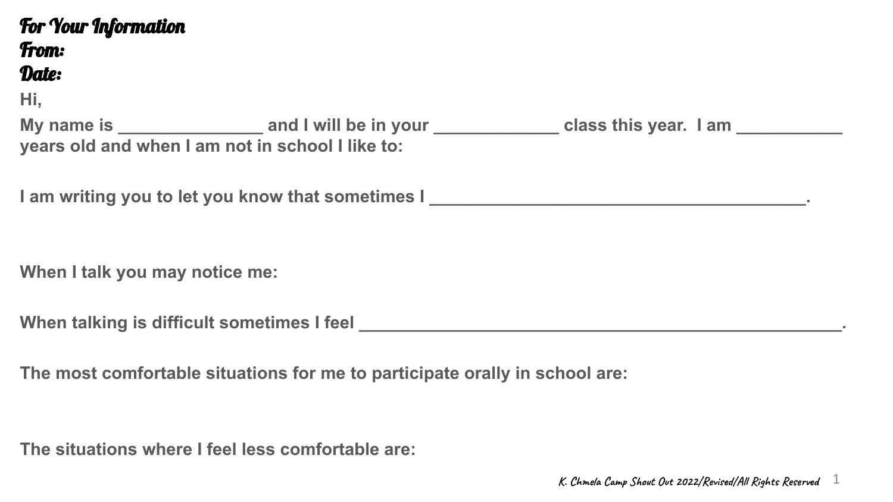**For Your Information**
**From:**
**Date:**

Hi,

My name is _______________ and I will be in your _____________ class this year. I am ___________ years old and when I am not in school I like to:

I am writing you to let you know that sometimes I ________________________________________.

When I talk you may notice me:

When talking is difficult sometimes I feel ____________________________________________________.

The most comfortable situations for me to participate orally in school are:

The situations where I feel less comfortable are:

*K. Chmela Camp Shout Out 2022/Revised/All Rights Reserved*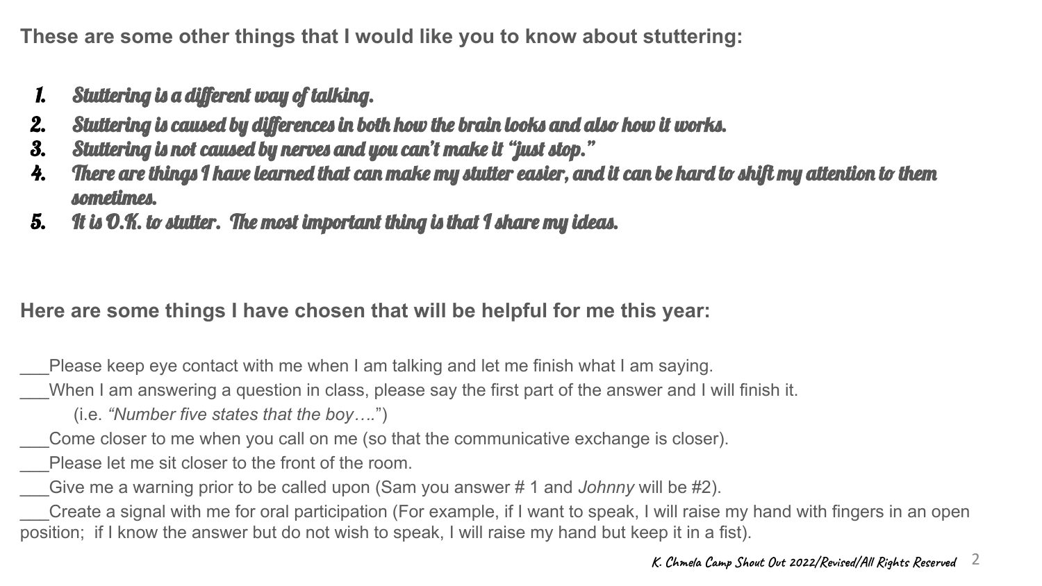**These are some other things that I would like you to know about stuttering:**

1. ***Stuttering is a different way of talking.***
2. ***Stuttering is caused by differences in both how the brain looks and also how it works.***
3. ***Stuttering is not caused by nerves and you can't make it "just stop."***
4. ***There are things I have learned that can make my stutter easier, and it can be hard to shift my attention to them sometimes.***
5. ***It is O.K. to stutter.  The most important thing is that I share my ideas.***

**Here are some things I have chosen that will be helpful for me this year:**

___Please keep eye contact with me when I am talking and let me finish what I am saying.

___When I am answering a question in class, please say the first part of the answer and I will finish it.
(i.e. *"Number five states that the boy…."*)

___Come closer to me when you call on me (so that the communicative exchange is closer).

___Please let me sit closer to the front of the room.

___Give me a warning prior to be called upon (Sam you answer # 1 and *Johnny* will be #2).

___Create a signal with me for oral participation (For example, if I want to speak, I will raise my hand with fingers in an open position;  if I know the answer but do not wish to speak, I will raise my hand but keep it in a fist).

K. Chmela Camp Shout Out 2022/Revised/All Rights Reserved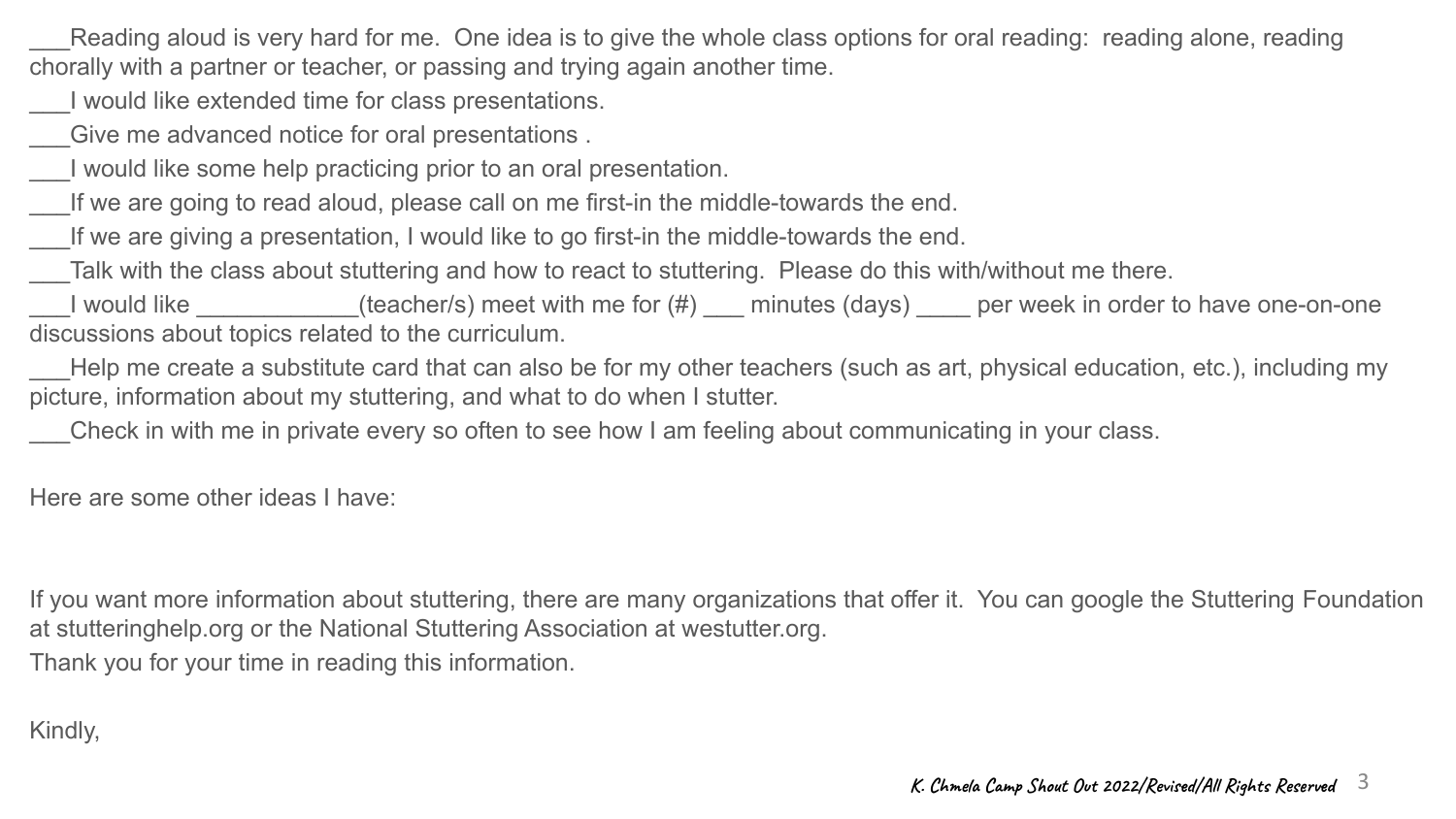___Reading aloud is very hard for me. One idea is to give the whole class options for oral reading: reading alone, reading chorally with a partner or teacher, or passing and trying again another time.

___I would like extended time for class presentations.

___Give me advanced notice for oral presentations .

___I would like some help practicing prior to an oral presentation.

___If we are going to read aloud, please call on me first-in the middle-towards the end.

___If we are giving a presentation, I would like to go first-in the middle-towards the end.

___Talk with the class about stuttering and how to react to stuttering. Please do this with/without me there.

___I would like ____________(teacher/s) meet with me for (#) ___ minutes (days) ____ per week in order to have one-on-one discussions about topics related to the curriculum.

___Help me create a substitute card that can also be for my other teachers (such as art, physical education, etc.), including my picture, information about my stuttering, and what to do when I stutter.

___Check in with me in private every so often to see how I am feeling about communicating in your class.

Here are some other ideas I have:

If you want more information about stuttering, there are many organizations that offer it. You can google the Stuttering Foundation at stutteringhelp.org or the National Stuttering Association at westutter.org.

Thank you for your time in reading this information.

Kindly,

*K. Chmela Camp Shout Out 2022/Revised/All Rights Reserved*